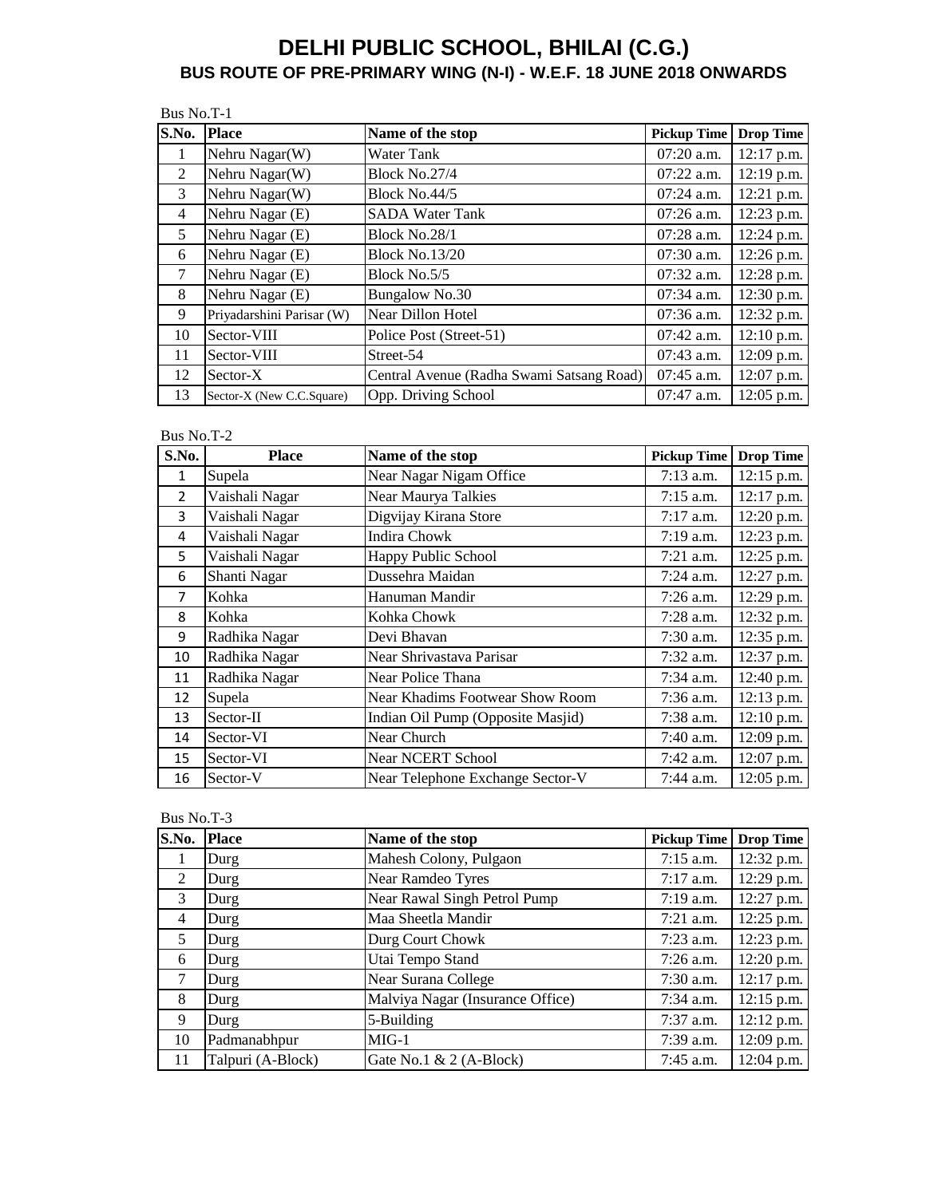# DELHI PUBLIC SCHOOL, BHILAI (C.G.)

## BUS ROUTE OF PRE-PRIMARY WING (N-I) - W.E.F. 18 JUNE 2018 ONWARDS

Bus No.T-1

| S.No. | Place | Name of the stop | Pickup Time | Drop Time |
|---|---|---|---|---|
| 1 | Nehru Nagar(W) | Water Tank | 07:20 a.m. | 12:17 p.m. |
| 2 | Nehru Nagar(W) | Block No.27/4 | 07:22 a.m. | 12:19 p.m. |
| 3 | Nehru Nagar(W) | Block No.44/5 | 07:24 a.m. | 12:21 p.m. |
| 4 | Nehru Nagar (E) | SADA Water Tank | 07:26 a.m. | 12:23 p.m. |
| 5 | Nehru Nagar (E) | Block No.28/1 | 07:28 a.m. | 12:24 p.m. |
| 6 | Nehru Nagar (E) | Block No.13/20 | 07:30 a.m. | 12:26 p.m. |
| 7 | Nehru Nagar (E) | Block No.5/5 | 07:32 a.m. | 12:28 p.m. |
| 8 | Nehru Nagar (E) | Bungalow No.30 | 07:34 a.m. | 12:30 p.m. |
| 9 | Priyadarshini Parisar (W) | Near Dillon Hotel | 07:36 a.m. | 12:32 p.m. |
| 10 | Sector-VIII | Police Post (Street-51) | 07:42 a.m. | 12:10 p.m. |
| 11 | Sector-VIII | Street-54 | 07:43 a.m. | 12:09 p.m. |
| 12 | Sector-X | Central Avenue (Radha Swami Satsang Road) | 07:45 a.m. | 12:07 p.m. |
| 13 | Sector-X (New C.C.Square) | Opp. Driving School | 07:47 a.m. | 12:05 p.m. |

Bus No.T-2

| S.No. | Place | Name of the stop | Pickup Time | Drop Time |
|---|---|---|---|---|
| 1 | Supela | Near Nagar Nigam Office | 7:13 a.m. | 12:15 p.m. |
| 2 | Vaishali Nagar | Near Maurya Talkies | 7:15 a.m. | 12:17 p.m. |
| 3 | Vaishali Nagar | Digvijay Kirana Store | 7:17 a.m. | 12:20 p.m. |
| 4 | Vaishali Nagar | Indira Chowk | 7:19 a.m. | 12:23 p.m. |
| 5 | Vaishali Nagar | Happy Public School | 7:21 a.m. | 12:25 p.m. |
| 6 | Shanti Nagar | Dussehra Maidan | 7:24 a.m. | 12:27 p.m. |
| 7 | Kohka | Hanuman Mandir | 7:26 a.m. | 12:29 p.m. |
| 8 | Kohka | Kohka Chowk | 7:28 a.m. | 12:32 p.m. |
| 9 | Radhika Nagar | Devi Bhavan | 7:30 a.m. | 12:35 p.m. |
| 10 | Radhika Nagar | Near Shrivastava Parisar | 7:32 a.m. | 12:37 p.m. |
| 11 | Radhika Nagar | Near Police Thana | 7:34 a.m. | 12:40 p.m. |
| 12 | Supela | Near Khadims Footwear Show Room | 7:36 a.m. | 12:13 p.m. |
| 13 | Sector-II | Indian Oil Pump (Opposite Masjid) | 7:38 a.m. | 12:10 p.m. |
| 14 | Sector-VI | Near Church | 7:40 a.m. | 12:09 p.m. |
| 15 | Sector-VI | Near NCERT School | 7:42 a.m. | 12:07 p.m. |
| 16 | Sector-V | Near Telephone Exchange Sector-V | 7:44 a.m. | 12:05 p.m. |

Bus No.T-3

| S.No. | Place | Name of the stop | Pickup Time | Drop Time |
|---|---|---|---|---|
| 1 | Durg | Mahesh Colony, Pulgaon | 7:15 a.m. | 12:32 p.m. |
| 2 | Durg | Near Ramdeo Tyres | 7:17 a.m. | 12:29 p.m. |
| 3 | Durg | Near Rawal Singh Petrol Pump | 7:19 a.m. | 12:27 p.m. |
| 4 | Durg | Maa Sheetla Mandir | 7:21 a.m. | 12:25 p.m. |
| 5 | Durg | Durg Court Chowk | 7:23 a.m. | 12:23 p.m. |
| 6 | Durg | Utai Tempo Stand | 7:26 a.m. | 12:20 p.m. |
| 7 | Durg | Near Surana College | 7:30 a.m. | 12:17 p.m. |
| 8 | Durg | Malviya Nagar (Insurance Office) | 7:34 a.m. | 12:15 p.m. |
| 9 | Durg | 5-Building | 7:37 a.m. | 12:12 p.m. |
| 10 | Padmanabhpur | MIG-1 | 7:39 a.m. | 12:09 p.m. |
| 11 | Talpuri (A-Block) | Gate No.1 & 2 (A-Block) | 7:45 a.m. | 12:04 p.m. |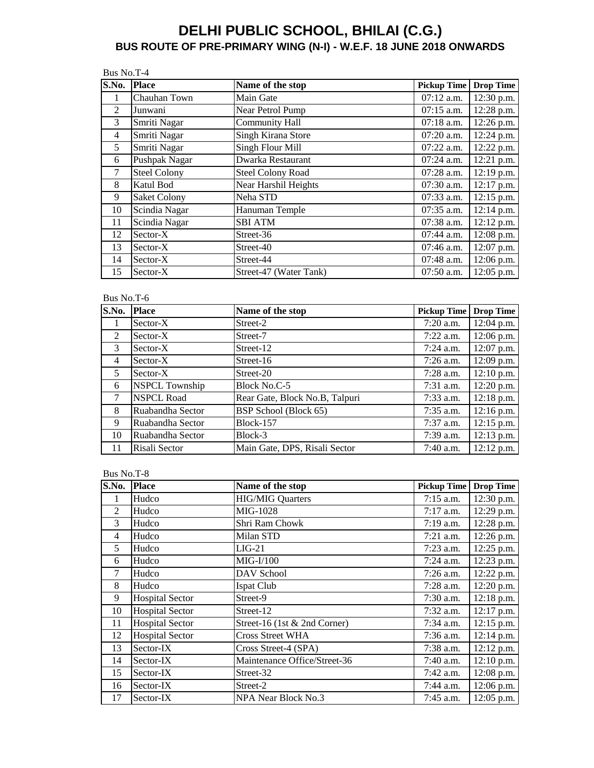# DELHI PUBLIC SCHOOL, BHILAI (C.G.)

## BUS ROUTE OF PRE-PRIMARY WING (N-I) - W.E.F. 18 JUNE 2018 ONWARDS

Bus No.T-4

| S.No. | Place | Name of the stop | Pickup Time | Drop Time |
|---|---|---|---|---|
| 1 | Chauhan Town | Main Gate | 07:12 a.m. | 12:30 p.m. |
| 2 | Junwani | Near Petrol Pump | 07:15 a.m. | 12:28 p.m. |
| 3 | Smriti Nagar | Community Hall | 07:18 a.m. | 12:26 p.m. |
| 4 | Smriti Nagar | Singh Kirana Store | 07:20 a.m. | 12:24 p.m. |
| 5 | Smriti Nagar | Singh Flour Mill | 07:22 a.m. | 12:22 p.m. |
| 6 | Pushpak Nagar | Dwarka Restaurant | 07:24 a.m. | 12:21 p.m. |
| 7 | Steel Colony | Steel Colony Road | 07:28 a.m. | 12:19 p.m. |
| 8 | Katul Bod | Near Harshil Heights | 07:30 a.m. | 12:17 p.m. |
| 9 | Saket Colony | Neha STD | 07:33 a.m. | 12:15 p.m. |
| 10 | Scindia Nagar | Hanuman Temple | 07:35 a.m. | 12:14 p.m. |
| 11 | Scindia Nagar | SBI ATM | 07:38 a.m. | 12:12 p.m. |
| 12 | Sector-X | Street-36 | 07:44 a.m. | 12:08 p.m. |
| 13 | Sector-X | Street-40 | 07:46 a.m. | 12:07 p.m. |
| 14 | Sector-X | Street-44 | 07:48 a.m. | 12:06 p.m. |
| 15 | Sector-X | Street-47 (Water Tank) | 07:50 a.m. | 12:05 p.m. |

Bus No.T-6

| S.No. | Place | Name of the stop | Pickup Time | Drop Time |
|---|---|---|---|---|
| 1 | Sector-X | Street-2 | 7:20 a.m. | 12:04 p.m. |
| 2 | Sector-X | Street-7 | 7:22 a.m. | 12:06 p.m. |
| 3 | Sector-X | Street-12 | 7:24 a.m. | 12:07 p.m. |
| 4 | Sector-X | Street-16 | 7:26 a.m. | 12:09 p.m. |
| 5 | Sector-X | Street-20 | 7:28 a.m. | 12:10 p.m. |
| 6 | NSPCL Township | Block No.C-5 | 7:31 a.m. | 12:20 p.m. |
| 7 | NSPCL Road | Rear Gate, Block No.B, Talpuri | 7:33 a.m. | 12:18 p.m. |
| 8 | Ruabandha Sector | BSP School (Block 65) | 7:35 a.m. | 12:16 p.m. |
| 9 | Ruabandha Sector | Block-157 | 7:37 a.m. | 12:15 p.m. |
| 10 | Ruabandha Sector | Block-3 | 7:39 a.m. | 12:13 p.m. |
| 11 | Risali Sector | Main Gate, DPS, Risali Sector | 7:40 a.m. | 12:12 p.m. |

Bus No.T-8

| S.No. | Place | Name of the stop | Pickup Time | Drop Time |
|---|---|---|---|---|
| 1 | Hudco | HIG/MIG Quarters | 7:15 a.m. | 12:30 p.m. |
| 2 | Hudco | MIG-1028 | 7:17 a.m. | 12:29 p.m. |
| 3 | Hudco | Shri Ram Chowk | 7:19 a.m. | 12:28 p.m. |
| 4 | Hudco | Milan STD | 7:21 a.m. | 12:26 p.m. |
| 5 | Hudco | LIG-21 | 7:23 a.m. | 12:25 p.m. |
| 6 | Hudco | MIG-I/100 | 7:24 a.m. | 12:23 p.m. |
| 7 | Hudco | DAV School | 7:26 a.m. | 12:22 p.m. |
| 8 | Hudco | Ispat Club | 7:28 a.m. | 12:20 p.m. |
| 9 | Hospital Sector | Street-9 | 7:30 a.m. | 12:18 p.m. |
| 10 | Hospital Sector | Street-12 | 7:32 a.m. | 12:17 p.m. |
| 11 | Hospital Sector | Street-16 (1st & 2nd Corner) | 7:34 a.m. | 12:15 p.m. |
| 12 | Hospital Sector | Cross Street WHA | 7:36 a.m. | 12:14 p.m. |
| 13 | Sector-IX | Cross Street-4 (SPA) | 7:38 a.m. | 12:12 p.m. |
| 14 | Sector-IX | Maintenance Office/Street-36 | 7:40 a.m. | 12:10 p.m. |
| 15 | Sector-IX | Street-32 | 7:42 a.m. | 12:08 p.m. |
| 16 | Sector-IX | Street-2 | 7:44 a.m. | 12:06 p.m. |
| 17 | Sector-IX | NPA Near Block No.3 | 7:45 a.m. | 12:05 p.m. |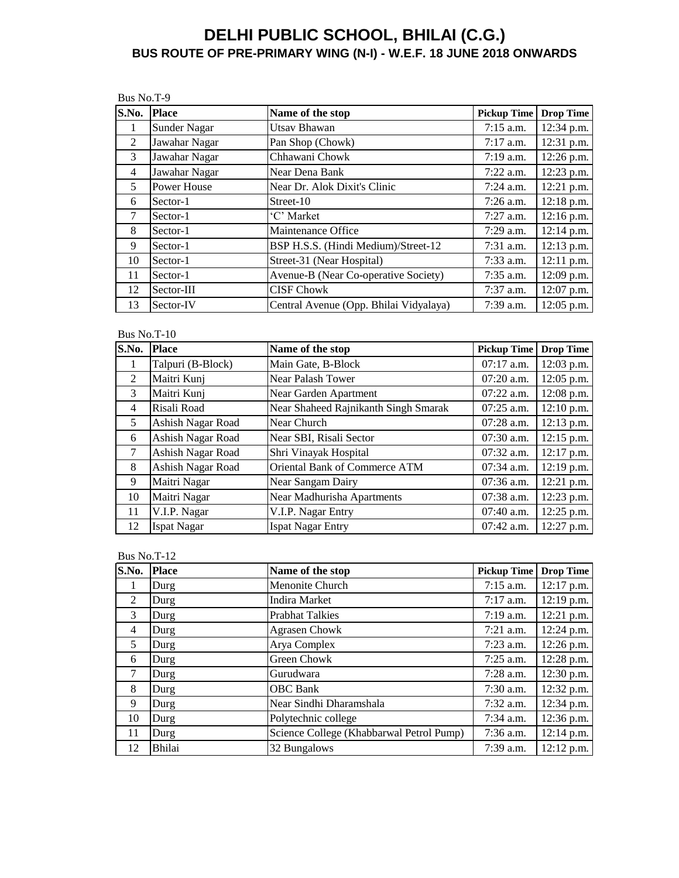# DELHI PUBLIC SCHOOL, BHILAI (C.G.)

## BUS ROUTE OF PRE-PRIMARY WING (N-I) - W.E.F. 18 JUNE 2018 ONWARDS

Bus No.T-9

| S.No. | Place | Name of the stop | Pickup Time | Drop Time |
|---|---|---|---|---|
| 1 | Sunder Nagar | Utsav Bhawan | 7:15 a.m. | 12:34 p.m. |
| 2 | Jawahar Nagar | Pan Shop (Chowk) | 7:17 a.m. | 12:31 p.m. |
| 3 | Jawahar Nagar | Chhawani Chowk | 7:19 a.m. | 12:26 p.m. |
| 4 | Jawahar Nagar | Near Dena Bank | 7:22 a.m. | 12:23 p.m. |
| 5 | Power House | Near Dr. Alok Dixit's Clinic | 7:24 a.m. | 12:21 p.m. |
| 6 | Sector-1 | Street-10 | 7:26 a.m. | 12:18 p.m. |
| 7 | Sector-1 | 'C' Market | 7:27 a.m. | 12:16 p.m. |
| 8 | Sector-1 | Maintenance Office | 7:29 a.m. | 12:14 p.m. |
| 9 | Sector-1 | BSP H.S.S. (Hindi Medium)/Street-12 | 7:31 a.m. | 12:13 p.m. |
| 10 | Sector-1 | Street-31 (Near Hospital) | 7:33 a.m. | 12:11 p.m. |
| 11 | Sector-1 | Avenue-B (Near Co-operative Society) | 7:35 a.m. | 12:09 p.m. |
| 12 | Sector-III | CISF Chowk | 7:37 a.m. | 12:07 p.m. |
| 13 | Sector-IV | Central Avenue (Opp. Bhilai Vidyalaya) | 7:39 a.m. | 12:05 p.m. |

Bus No.T-10

| S.No. | Place | Name of the stop | Pickup Time | Drop Time |
|---|---|---|---|---|
| 1 | Talpuri (B-Block) | Main Gate, B-Block | 07:17 a.m. | 12:03 p.m. |
| 2 | Maitri Kunj | Near Palash Tower | 07:20 a.m. | 12:05 p.m. |
| 3 | Maitri Kunj | Near Garden Apartment | 07:22 a.m. | 12:08 p.m. |
| 4 | Risali Road | Near Shaheed Rajnikanth Singh Smarak | 07:25 a.m. | 12:10 p.m. |
| 5 | Ashish Nagar Road | Near Church | 07:28 a.m. | 12:13 p.m. |
| 6 | Ashish Nagar Road | Near SBI, Risali Sector | 07:30 a.m. | 12:15 p.m. |
| 7 | Ashish Nagar Road | Shri Vinayak Hospital | 07:32 a.m. | 12:17 p.m. |
| 8 | Ashish Nagar Road | Oriental Bank of Commerce ATM | 07:34 a.m. | 12:19 p.m. |
| 9 | Maitri Nagar | Near Sangam Dairy | 07:36 a.m. | 12:21 p.m. |
| 10 | Maitri Nagar | Near Madhurisha Apartments | 07:38 a.m. | 12:23 p.m. |
| 11 | V.I.P. Nagar | V.I.P. Nagar Entry | 07:40 a.m. | 12:25 p.m. |
| 12 | Ispat Nagar | Ispat Nagar Entry | 07:42 a.m. | 12:27 p.m. |

Bus No.T-12

| S.No. | Place | Name of the stop | Pickup Time | Drop Time |
|---|---|---|---|---|
| 1 | Durg | Menonite Church | 7:15 a.m. | 12:17 p.m. |
| 2 | Durg | Indira Market | 7:17 a.m. | 12:19 p.m. |
| 3 | Durg | Prabhat Talkies | 7:19 a.m. | 12:21 p.m. |
| 4 | Durg | Agrasen Chowk | 7:21 a.m. | 12:24 p.m. |
| 5 | Durg | Arya Complex | 7:23 a.m. | 12:26 p.m. |
| 6 | Durg | Green Chowk | 7:25 a.m. | 12:28 p.m. |
| 7 | Durg | Gurudwara | 7:28 a.m. | 12:30 p.m. |
| 8 | Durg | OBC Bank | 7:30 a.m. | 12:32 p.m. |
| 9 | Durg | Near Sindhi Dharamshala | 7:32 a.m. | 12:34 p.m. |
| 10 | Durg | Polytechnic college | 7:34 a.m. | 12:36 p.m. |
| 11 | Durg | Science College (Khabbarwal Petrol Pump) | 7:36 a.m. | 12:14 p.m. |
| 12 | Bhilai | 32 Bungalows | 7:39 a.m. | 12:12 p.m. |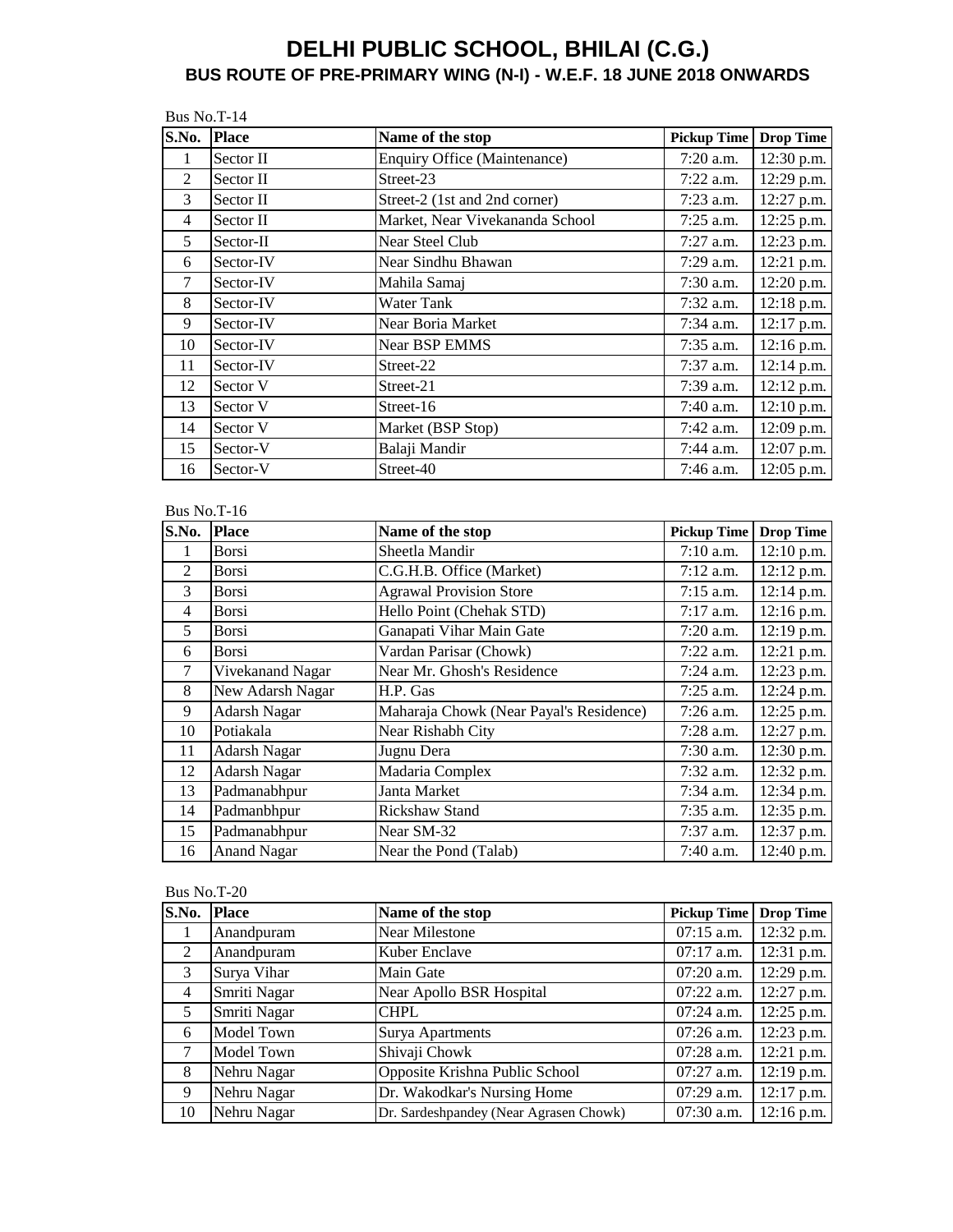# DELHI PUBLIC SCHOOL, BHILAI (C.G.)

## BUS ROUTE OF PRE-PRIMARY WING (N-I) - W.E.F. 18 JUNE 2018 ONWARDS

Bus No.T-14

| S.No. | Place | Name of the stop | Pickup Time | Drop Time |
|---|---|---|---|---|
| 1 | Sector II | Enquiry Office (Maintenance) | 7:20 a.m. | 12:30 p.m. |
| 2 | Sector II | Street-23 | 7:22 a.m. | 12:29 p.m. |
| 3 | Sector II | Street-2 (1st and 2nd corner) | 7:23 a.m. | 12:27 p.m. |
| 4 | Sector II | Market, Near Vivekananda School | 7:25 a.m. | 12:25 p.m. |
| 5 | Sector-II | Near Steel Club | 7:27 a.m. | 12:23 p.m. |
| 6 | Sector-IV | Near Sindhu Bhawan | 7:29 a.m. | 12:21 p.m. |
| 7 | Sector-IV | Mahila Samaj | 7:30 a.m. | 12:20 p.m. |
| 8 | Sector-IV | Water Tank | 7:32 a.m. | 12:18 p.m. |
| 9 | Sector-IV | Near Boria Market | 7:34 a.m. | 12:17 p.m. |
| 10 | Sector-IV | Near BSP EMMS | 7:35 a.m. | 12:16 p.m. |
| 11 | Sector-IV | Street-22 | 7:37 a.m. | 12:14 p.m. |
| 12 | Sector V | Street-21 | 7:39 a.m. | 12:12 p.m. |
| 13 | Sector V | Street-16 | 7:40 a.m. | 12:10 p.m. |
| 14 | Sector V | Market (BSP Stop) | 7:42 a.m. | 12:09 p.m. |
| 15 | Sector-V | Balaji Mandir | 7:44 a.m. | 12:07 p.m. |
| 16 | Sector-V | Street-40 | 7:46 a.m. | 12:05 p.m. |

Bus No.T-16

| S.No. | Place | Name of the stop | Pickup Time | Drop Time |
|---|---|---|---|---|
| 1 | Borsi | Sheetla Mandir | 7:10 a.m. | 12:10 p.m. |
| 2 | Borsi | C.G.H.B. Office (Market) | 7:12 a.m. | 12:12 p.m. |
| 3 | Borsi | Agrawal Provision Store | 7:15 a.m. | 12:14 p.m. |
| 4 | Borsi | Hello Point (Chehak STD) | 7:17 a.m. | 12:16 p.m. |
| 5 | Borsi | Ganapati Vihar Main Gate | 7:20 a.m. | 12:19 p.m. |
| 6 | Borsi | Vardan Parisar (Chowk) | 7:22 a.m. | 12:21 p.m. |
| 7 | Vivekanand Nagar | Near Mr. Ghosh's Residence | 7:24 a.m. | 12:23 p.m. |
| 8 | New Adarsh Nagar | H.P. Gas | 7:25 a.m. | 12:24 p.m. |
| 9 | Adarsh Nagar | Maharaja Chowk (Near Payal's Residence) | 7:26 a.m. | 12:25 p.m. |
| 10 | Potiakala | Near Rishabh City | 7:28 a.m. | 12:27 p.m. |
| 11 | Adarsh Nagar | Jugnu Dera | 7:30 a.m. | 12:30 p.m. |
| 12 | Adarsh Nagar | Madaria Complex | 7:32 a.m. | 12:32 p.m. |
| 13 | Padmanabhpur | Janta Market | 7:34 a.m. | 12:34 p.m. |
| 14 | Padmanbhpur | Rickshaw Stand | 7:35 a.m. | 12:35 p.m. |
| 15 | Padmanabhpur | Near SM-32 | 7:37 a.m. | 12:37 p.m. |
| 16 | Anand Nagar | Near the Pond (Talab) | 7:40 a.m. | 12:40 p.m. |

Bus No.T-20

| S.No. | Place | Name of the stop | Pickup Time | Drop Time |
|---|---|---|---|---|
| 1 | Anandpuram | Near Milestone | 07:15 a.m. | 12:32 p.m. |
| 2 | Anandpuram | Kuber Enclave | 07:17 a.m. | 12:31 p.m. |
| 3 | Surya Vihar | Main Gate | 07:20 a.m. | 12:29 p.m. |
| 4 | Smriti Nagar | Near Apollo BSR Hospital | 07:22 a.m. | 12:27 p.m. |
| 5 | Smriti Nagar | CHPL | 07:24 a.m. | 12:25 p.m. |
| 6 | Model Town | Surya Apartments | 07:26 a.m. | 12:23 p.m. |
| 7 | Model Town | Shivaji Chowk | 07:28 a.m. | 12:21 p.m. |
| 8 | Nehru Nagar | Opposite Krishna Public School | 07:27 a.m. | 12:19 p.m. |
| 9 | Nehru Nagar | Dr. Wakodkar's Nursing Home | 07:29 a.m. | 12:17 p.m. |
| 10 | Nehru Nagar | Dr. Sardeshpandey (Near Agrasen Chowk) | 07:30 a.m. | 12:16 p.m. |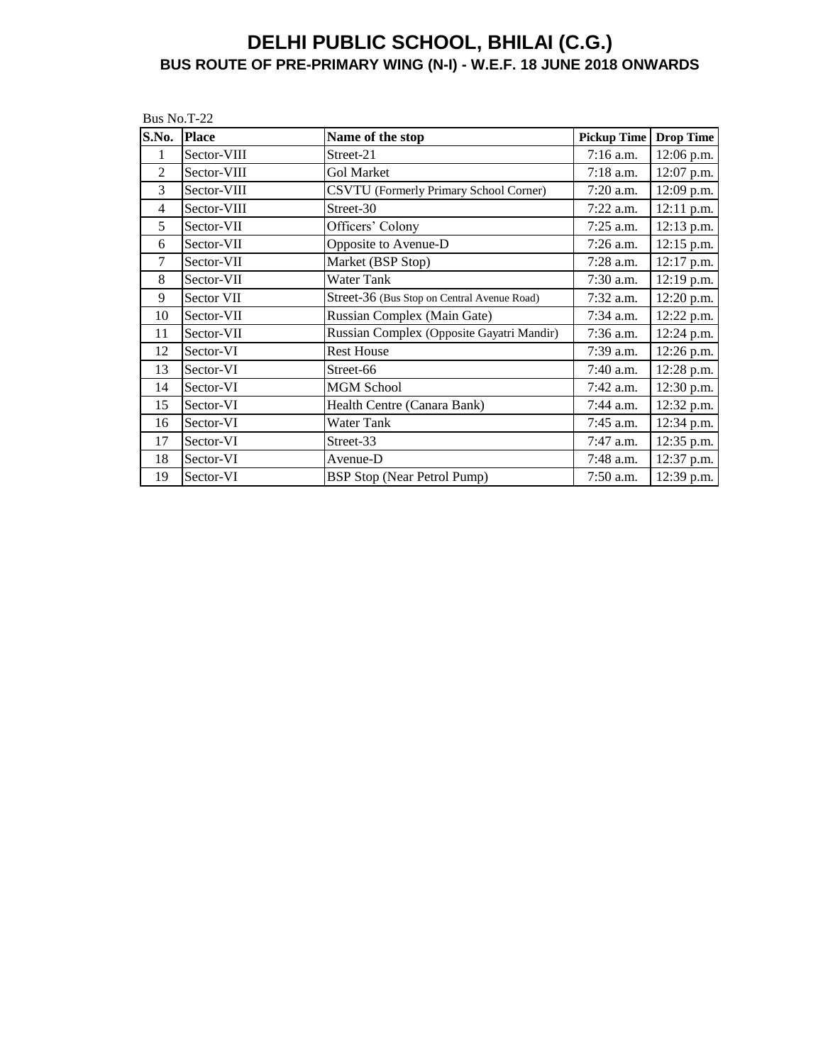# DELHI PUBLIC SCHOOL, BHILAI (C.G.)

## BUS ROUTE OF PRE-PRIMARY WING (N-I) - W.E.F. 18 JUNE 2018 ONWARDS

Bus No.T-22

| S.No. | Place | Name of the stop | Pickup Time | Drop Time |
|---|---|---|---|---|
| 1 | Sector-VIII | Street-21 | 7:16 a.m. | 12:06 p.m. |
| 2 | Sector-VIII | Gol Market | 7:18 a.m. | 12:07 p.m. |
| 3 | Sector-VIII | CSVTU (Formerly Primary School Corner) | 7:20 a.m. | 12:09 p.m. |
| 4 | Sector-VIII | Street-30 | 7:22 a.m. | 12:11 p.m. |
| 5 | Sector-VII | Officers' Colony | 7:25 a.m. | 12:13 p.m. |
| 6 | Sector-VII | Opposite to Avenue-D | 7:26 a.m. | 12:15 p.m. |
| 7 | Sector-VII | Market (BSP Stop) | 7:28 a.m. | 12:17 p.m. |
| 8 | Sector-VII | Water Tank | 7:30 a.m. | 12:19 p.m. |
| 9 | Sector VII | Street-36 (Bus Stop on Central Avenue Road) | 7:32 a.m. | 12:20 p.m. |
| 10 | Sector-VII | Russian Complex (Main Gate) | 7:34 a.m. | 12:22 p.m. |
| 11 | Sector-VII | Russian Complex (Opposite Gayatri Mandir) | 7:36 a.m. | 12:24 p.m. |
| 12 | Sector-VI | Rest House | 7:39 a.m. | 12:26 p.m. |
| 13 | Sector-VI | Street-66 | 7:40 a.m. | 12:28 p.m. |
| 14 | Sector-VI | MGM School | 7:42 a.m. | 12:30 p.m. |
| 15 | Sector-VI | Health Centre (Canara Bank) | 7:44 a.m. | 12:32 p.m. |
| 16 | Sector-VI | Water Tank | 7:45 a.m. | 12:34 p.m. |
| 17 | Sector-VI | Street-33 | 7:47 a.m. | 12:35 p.m. |
| 18 | Sector-VI | Avenue-D | 7:48 a.m. | 12:37 p.m. |
| 19 | Sector-VI | BSP Stop (Near Petrol Pump) | 7:50 a.m. | 12:39 p.m. |